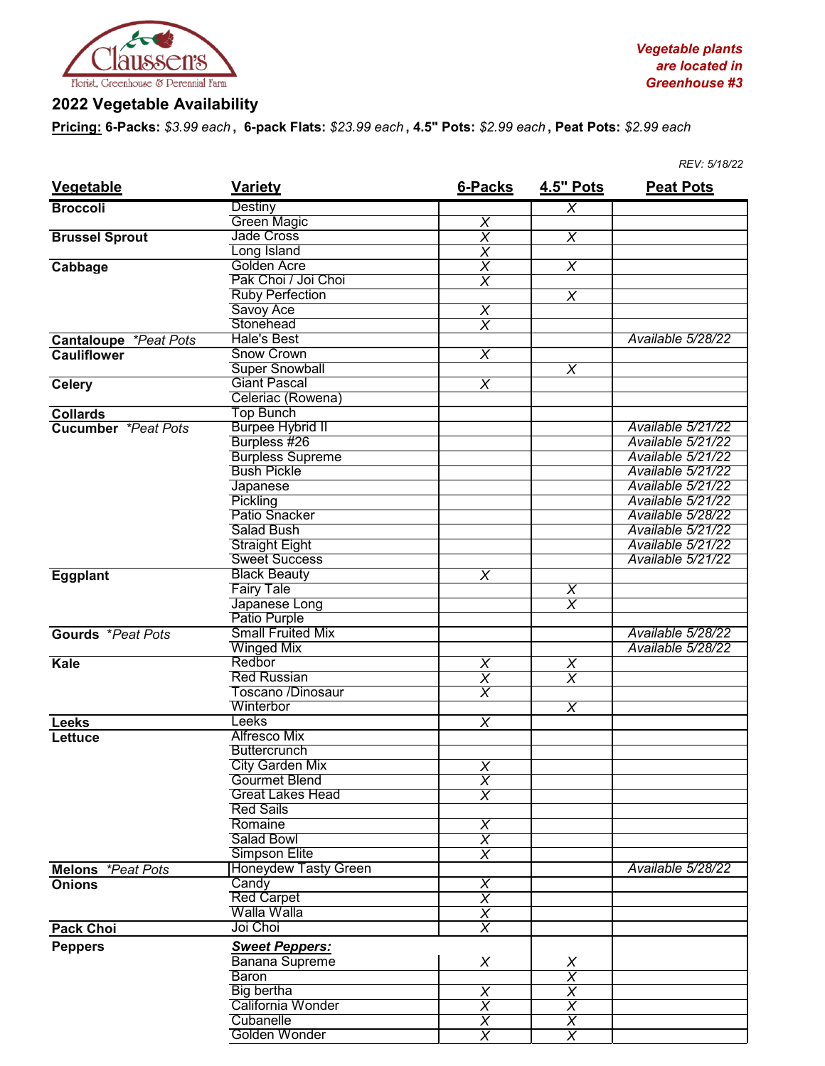Claussen's
Florist, Greenhouse & Perennial Farm

***Vegetable plants are located in Greenhouse #3***

## 2022 Vegetable Availability

**Pricing:** **6-Packs:** *$3.99 each*, **6-pack Flats:** *$23.99 each*, **4.5" Pots:** *$2.99 each*, **Peat Pots:** *$2.99 each*

*REV: 5/18/22*

| Vegetable | Variety | 6-Packs | 4.5" Pots | Peat Pots |
|---|---|---|---|---|
| **Broccoli** | Destiny | | X | |
| | Green Magic | X | | |
| **Brussel Sprout** | Jade Cross | X | X | |
| | Long Island | X | | |
| **Cabbage** | Golden Acre | X | X | |
| | Pak Choi / Joi Choi | X | | |
| | Ruby Perfection | | X | |
| | Savoy Ace | X | | |
| | Stonehead | X | | |
| **Cantaloupe** *\*Peat Pots* | Hale's Best | | | *Available 5/28/22* |
| **Cauliflower** | Snow Crown | X | | |
| | Super Snowball | | X | |
| **Celery** | Giant Pascal | X | | |
| | Celeriac (Rowena) | | | |
| **Collards** | Top Bunch | | | |
| **Cucumber** *\*Peat Pots* | Burpee Hybrid II | | | *Available 5/21/22* |
| | Burpless #26 | | | *Available 5/21/22* |
| | Burpless Supreme | | | *Available 5/21/22* |
| | Bush Pickle | | | *Available 5/21/22* |
| | Japanese | | | *Available 5/21/22* |
| | Pickling | | | *Available 5/21/22* |
| | Patio Snacker | | | *Available 5/28/22* |
| | Salad Bush | | | *Available 5/21/22* |
| | Straight Eight | | | *Available 5/21/22* |
| | Sweet Success | | | *Available 5/21/22* |
| **Eggplant** | Black Beauty | X | | |
| | Fairy Tale | | X | |
| | Japanese Long | | X | |
| | Patio Purple | | | |
| **Gourds** *\*Peat Pots* | Small Fruited Mix | | | *Available 5/28/22* |
| | Winged Mix | | | *Available 5/28/22* |
| **Kale** | Redbor | X | X | |
| | Red Russian | X | X | |
| | Toscano /Dinosaur | X | | |
| | Winterbor | | X | |
| **Leeks** | Leeks | X | | |
| **Lettuce** | Alfresco Mix | | | |
| | Buttercrunch | | | |
| | City Garden Mix | X | | |
| | Gourmet Blend | X | | |
| | Great Lakes Head | X | | |
| | Red Sails | | | |
| | Romaine | X | | |
| | Salad Bowl | X | | |
| | Simpson Elite | X | | |
| **Melons** *\*Peat Pots* | Honeydew Tasty Green | | | *Available 5/28/22* |
| **Onions** | Candy | X | | |
| | Red Carpet | X | | |
| | Walla Walla | X | | |
| **Pack Choi** | Joi Choi | X | | |
| **Peppers** | ***Sweet Peppers:*** | | | |
| | Banana Supreme | X | X | |
| | Baron | | X | |
| | Big bertha | X | X | |
| | California Wonder | X | X | |
| | Cubanelle | X | X | |
| | Golden Wonder | X | X | |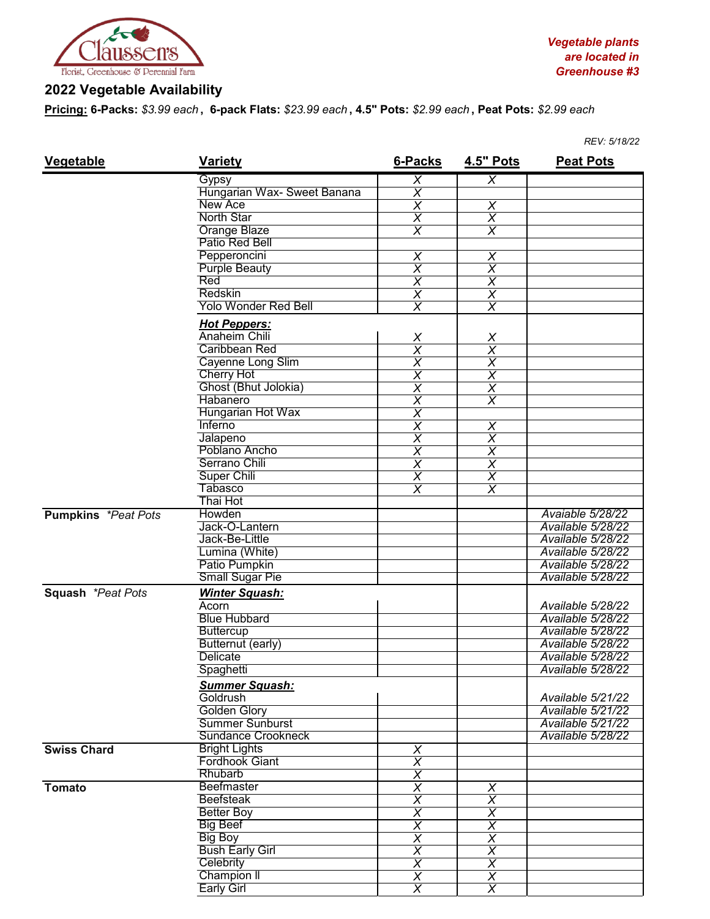Vegetable plants are located in Greenhouse #3

## 2022 Vegetable Availability

**Pricing:** **6-Packs:** *$3.99 each*, **6-pack Flats:** *$23.99 each*, **4.5" Pots:** *$2.99 each*, **Peat Pots:** *$2.99 each*

*REV: 5/18/22*

| Vegetable | Variety | 6-Packs | 4.5" Pots | Peat Pots |
|---|---|---|---|---|
| | Gypsy | X | X | |
| | Hungarian Wax- Sweet Banana | X | | |
| | New Ace | X | X | |
| | North Star | X | X | |
| | Orange Blaze | X | X | |
| | Patio Red Bell | | | |
| | Pepperoncini | X | X | |
| | Purple Beauty | X | X | |
| | Red | X | X | |
| | Redskin | X | X | |
| | Yolo Wonder Red Bell | X | X | |
| | ***Hot Peppers:*** | | | |
| | Anaheim Chili | X | X | |
| | Caribbean Red | X | X | |
| | Cayenne Long Slim | X | X | |
| | Cherry Hot | X | X | |
| | Ghost (Bhut Jolokia) | X | X | |
| | Habanero | X | X | |
| | Hungarian Hot Wax | X | | |
| | Inferno | X | X | |
| | Jalapeno | X | X | |
| | Poblano Ancho | X | X | |
| | Serrano Chili | X | X | |
| | Super Chili | X | X | |
| | Tabasco | X | X | |
| | Thai Hot | | | |
| **Pumpkins** *\*Peat Pots* | Howden | | | *Avaiable 5/28/22* |
| | Jack-O-Lantern | | | *Available 5/28/22* |
| | Jack-Be-Little | | | *Available 5/28/22* |
| | Lumina (White) | | | *Available 5/28/22* |
| | Patio Pumpkin | | | *Available 5/28/22* |
| | Small Sugar Pie | | | *Available 5/28/22* |
| **Squash** *\*Peat Pots* | ***Winter Squash:*** | | | |
| | Acorn | | | *Available 5/28/22* |
| | Blue Hubbard | | | *Available 5/28/22* |
| | Buttercup | | | *Available 5/28/22* |
| | Butternut (early) | | | *Available 5/28/22* |
| | Delicate | | | *Available 5/28/22* |
| | Spaghetti | | | *Available 5/28/22* |
| | ***Summer Squash:*** | | | |
| | Goldrush | | | *Available 5/21/22* |
| | Golden Glory | | | *Available 5/21/22* |
| | Summer Sunburst | | | *Available 5/21/22* |
| | Sundance Crookneck | | | *Available 5/28/22* |
| **Swiss Chard** | Bright Lights | X | | |
| | Fordhook Giant | X | | |
| | Rhubarb | X | | |
| **Tomato** | Beefmaster | X | X | |
| | Beefsteak | X | X | |
| | Better Boy | X | X | |
| | Big Beef | X | X | |
| | Big Boy | X | X | |
| | Bush Early Girl | X | X | |
| | Celebrity | X | X | |
| | Champion II | X | X | |
| | Early Girl | X | X | |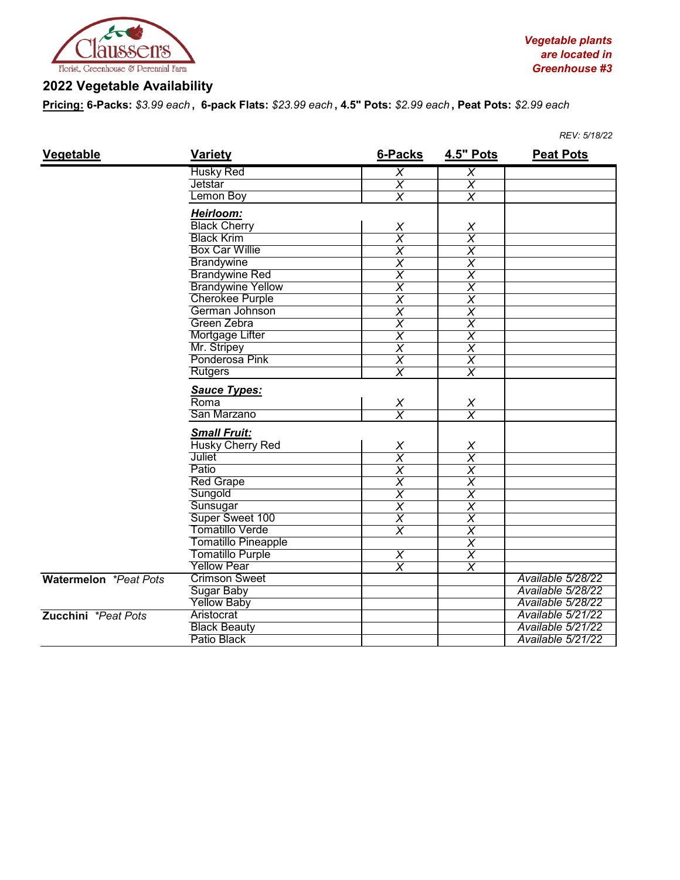Claussen's
Florist, Greenhouse & Perennial Farm

***Vegetable plants are located in Greenhouse #3***

## 2022 Vegetable Availability

**Pricing:** **6-Packs:** *$3.99 each*, **6-pack Flats:** *$23.99 each*, **4.5" Pots:** *$2.99 each*, **Peat Pots:** *$2.99 each*

*REV: 5/18/22*

| Vegetable | Variety | 6-Packs | 4.5" Pots | Peat Pots |
|---|---|---|---|---|
| | Husky Red | X | X | |
| | Jetstar | X | X | |
| | Lemon Boy | X | X | |
| | ***Heirloom:*** | | | |
| | Black Cherry | X | X | |
| | Black Krim | X | X | |
| | Box Car Willie | X | X | |
| | Brandywine | X | X | |
| | Brandywine Red | X | X | |
| | Brandywine Yellow | X | X | |
| | Cherokee Purple | X | X | |
| | German Johnson | X | X | |
| | Green Zebra | X | X | |
| | Mortgage Lifter | X | X | |
| | Mr. Stripey | X | X | |
| | Ponderosa Pink | X | X | |
| | Rutgers | X | X | |
| | ***Sauce Types:*** | | | |
| | Roma | X | X | |
| | San Marzano | X | X | |
| | ***Small Fruit:*** | | | |
| | Husky Cherry Red | X | X | |
| | Juliet | X | X | |
| | Patio | X | X | |
| | Red Grape | X | X | |
| | Sungold | X | X | |
| | Sunsugar | X | X | |
| | Super Sweet 100 | X | X | |
| | Tomatillo Verde | X | X | |
| | Tomatillo Pineapple | | X | |
| | Tomatillo Purple | X | X | |
| | Yellow Pear | X | X | |
| **Watermelon** *\*Peat Pots* | Crimson Sweet | | | *Available 5/28/22* |
| | Sugar Baby | | | *Available 5/28/22* |
| | Yellow Baby | | | *Available 5/28/22* |
| **Zucchini** *\*Peat Pots* | Aristocrat | | | *Available 5/21/22* |
| | Black Beauty | | | *Available 5/21/22* |
| | Patio Black | | | *Available 5/21/22* |